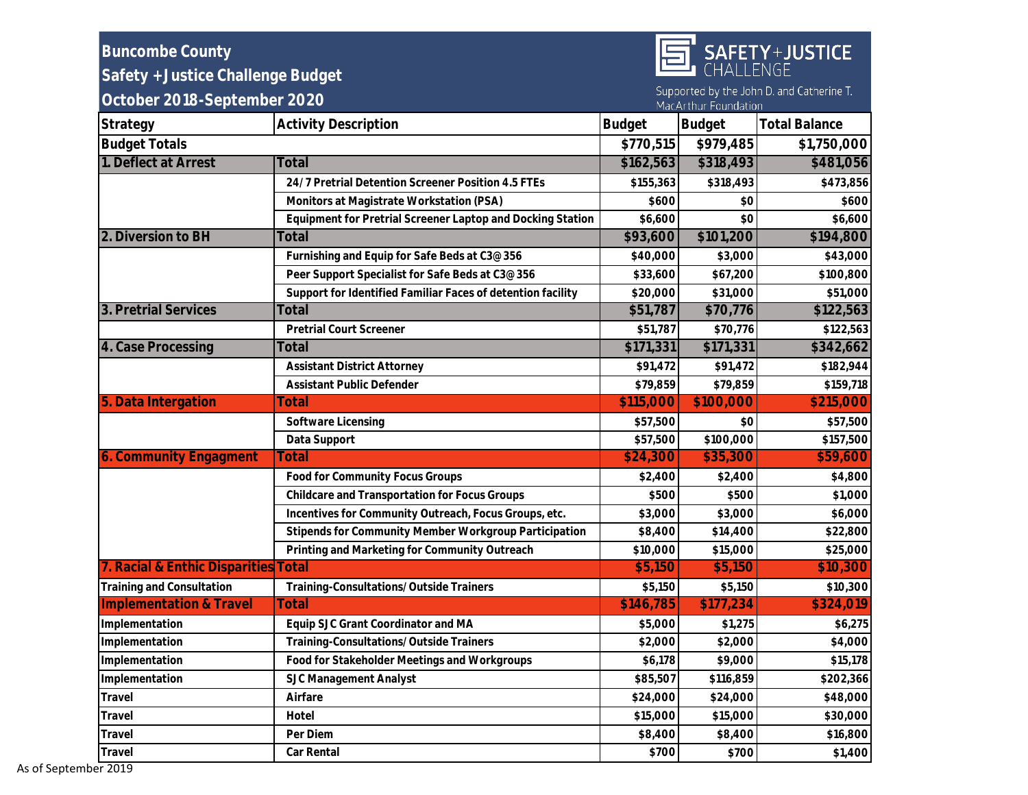# Buncombe County
## Safety +Justice Challenge Budget
## October 2018-September 2020

SAFETY+JUSTICE CHALLENGE

Supported by the John D. and Catherine T. MacArthur Foundation

| Strategy | Activity Description | Budget | Budget | Total Balance |
|---|---|---|---|---|
| **Budget Totals** | | $770,515 | $979,485 | $1,750,000 |
| **1. Deflect at Arrest** | **Total** | **$162,563** | **$318,493** | **$481,056** |
| | 24/7 Pretrial Detention Screener Position 4.5 FTEs | $155,363 | $318,493 | $473,856 |
| | Monitors at Magistrate Workstation (PSA) | $600 | $0 | $600 |
| | Equipment for Pretrial Screener Laptop and Docking Station | $6,600 | $0 | $6,600 |
| **2. Diversion to BH** | **Total** | **$93,600** | **$101,200** | **$194,800** |
| | Furnishing and Equip for Safe Beds at C3@356 | $40,000 | $3,000 | $43,000 |
| | Peer Support Specialist for Safe Beds at C3@356 | $33,600 | $67,200 | $100,800 |
| | Support for Identified Familiar Faces of detention facility | $20,000 | $31,000 | $51,000 |
| **3. Pretrial Services** | **Total** | **$51,787** | **$70,776** | **$122,563** |
| | Pretrial Court Screener | $51,787 | $70,776 | $122,563 |
| **4. Case Processing** | **Total** | **$171,331** | **$171,331** | **$342,662** |
| | Assistant District Attorney | $91,472 | $91,472 | $182,944 |
| | Assistant Public Defender | $79,859 | $79,859 | $159,718 |
| **5. Data Intergation** | **Total** | **$115,000** | **$100,000** | **$215,000** |
| | Software Licensing | $57,500 | $0 | $57,500 |
| | Data Support | $57,500 | $100,000 | $157,500 |
| **6. Community Engagment** | **Total** | **$24,300** | **$35,300** | **$59,600** |
| | Food for Community Focus Groups | $2,400 | $2,400 | $4,800 |
| | Childcare and Transportation for Focus Groups | $500 | $500 | $1,000 |
| | Incentives for Community Outreach, Focus Groups, etc. | $3,000 | $3,000 | $6,000 |
| | Stipends for Community Member Workgroup Participation | $8,400 | $14,400 | $22,800 |
| | Printing and Marketing for Community Outreach | $10,000 | $15,000 | $25,000 |
| **7. Racial & Enthic Disparities** | **Total** | **$5,150** | **$5,150** | **$10,300** |
| Training and Consultation | Training-Consultations/Outside Trainers | $5,150 | $5,150 | $10,300 |
| **Implementation & Travel** | **Total** | **$146,785** | **$177,234** | **$324,019** |
| Implementation | Equip SJC Grant Coordinator and MA | $5,000 | $1,275 | $6,275 |
| Implementation | Training-Consultations/Outside Trainers | $2,000 | $2,000 | $4,000 |
| Implementation | Food for Stakeholder Meetings and Workgroups | $6,178 | $9,000 | $15,178 |
| Implementation | SJC Management Analyst | $85,507 | $116,859 | $202,366 |
| Travel | Airfare | $24,000 | $24,000 | $48,000 |
| Travel | Hotel | $15,000 | $15,000 | $30,000 |
| Travel | Per Diem | $8,400 | $8,400 | $16,800 |
| Travel | Car Rental | $700 | $700 | $1,400 |

As of September 2019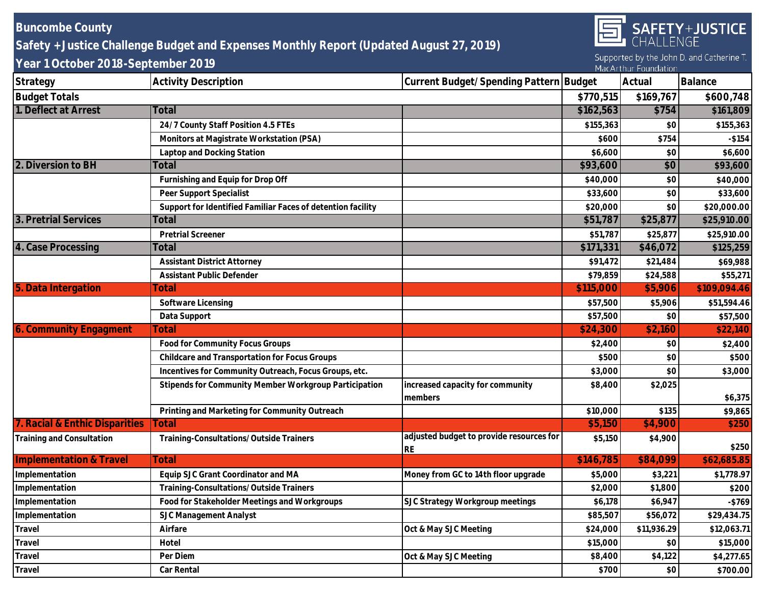# Buncombe County

## Safety +Justice Challenge Budget and Expenses Monthly Report (Updated August 27, 2019)

## Year 1 October 2018-September 2019

SAFETY+JUSTICE CHALLENGE

Supported by the John D. and Catherine T. MacArthur Foundation

| Strategy | Activity Description | Current Budget/Spending Pattern | Budget | Actual | Balance |
|---|---|---|---|---|---|
| **Budget Totals** | | | **$770,515** | **$169,767** | **$600,748** |
| **1. Deflect at Arrest** | **Total** | | **$162,563** | **$754** | **$161,809** |
| | 24/7 County Staff Position 4.5 FTEs | | $155,363 | $0 | $155,363 |
| | Monitors at Magistrate Workstation (PSA) | | $600 | $754 | -$154 |
| | Laptop and Docking Station | | $6,600 | $0 | $6,600 |
| **2. Diversion to BH** | **Total** | | **$93,600** | **$0** | **$93,600** |
| | Furnishing and Equip for Drop Off | | $40,000 | $0 | $40,000 |
| | Peer Support Specialist | | $33,600 | $0 | $33,600 |
| | Support for Identified Familiar Faces of detention facility | | $20,000 | $0 | $20,000.00 |
| **3. Pretrial Services** | **Total** | | **$51,787** | **$25,877** | **$25,910.00** |
| | Pretrial Screener | | $51,787 | $25,877 | $25,910.00 |
| **4. Case Processing** | **Total** | | **$171,331** | **$46,072** | **$125,259** |
| | Assistant District Attorney | | $91,472 | $21,484 | $69,988 |
| | Assistant Public Defender | | $79,859 | $24,588 | $55,271 |
| **5. Data Intergation** | **Total** | | **$115,000** | **$5,906** | **$109,094.46** |
| | Software Licensing | | $57,500 | $5,906 | $51,594.46 |
| | Data Support | | $57,500 | $0 | $57,500 |
| **6. Community Engagment** | **Total** | | **$24,300** | **$2,160** | **$22,140** |
| | Food for Community Focus Groups | | $2,400 | $0 | $2,400 |
| | Childcare and Transportation for Focus Groups | | $500 | $0 | $500 |
| | Incentives for Community Outreach, Focus Groups, etc. | | $3,000 | $0 | $3,000 |
| | Stipends for Community Member Workgroup Participation | increased capacity for community members | $8,400 | $2,025 | $6,375 |
| | Printing and Marketing for Community Outreach | | $10,000 | $135 | $9,865 |
| **7. Racial & Enthic Disparities** | **Total** | | **$5,150** | **$4,900** | **$250** |
| Training and Consultation | Training-Consultations/Outside Trainers | adjusted budget to provide resources for RE | $5,150 | $4,900 | $250 |
| **Implementation & Travel** | **Total** | | **$146,785** | **$84,099** | **$62,685.85** |
| Implementation | Equip SJC Grant Coordinator and MA | Money from GC to 14th floor upgrade | $5,000 | $3,221 | $1,778.97 |
| Implementation | Training-Consultations/Outside Trainers | | $2,000 | $1,800 | $200 |
| Implementation | Food for Stakeholder Meetings and Workgroups | SJC Strategy Workgroup meetings | $6,178 | $6,947 | -$769 |
| Implementation | SJC Management Analyst | | $85,507 | $56,072 | $29,434.75 |
| Travel | Airfare | Oct & May SJC Meeting | $24,000 | $11,936.29 | $12,063.71 |
| Travel | Hotel | | $15,000 | $0 | $15,000 |
| Travel | Per Diem | Oct & May SJC Meeting | $8,400 | $4,122 | $4,277.65 |
| Travel | Car Rental | | $700 | $0 | $700.00 |